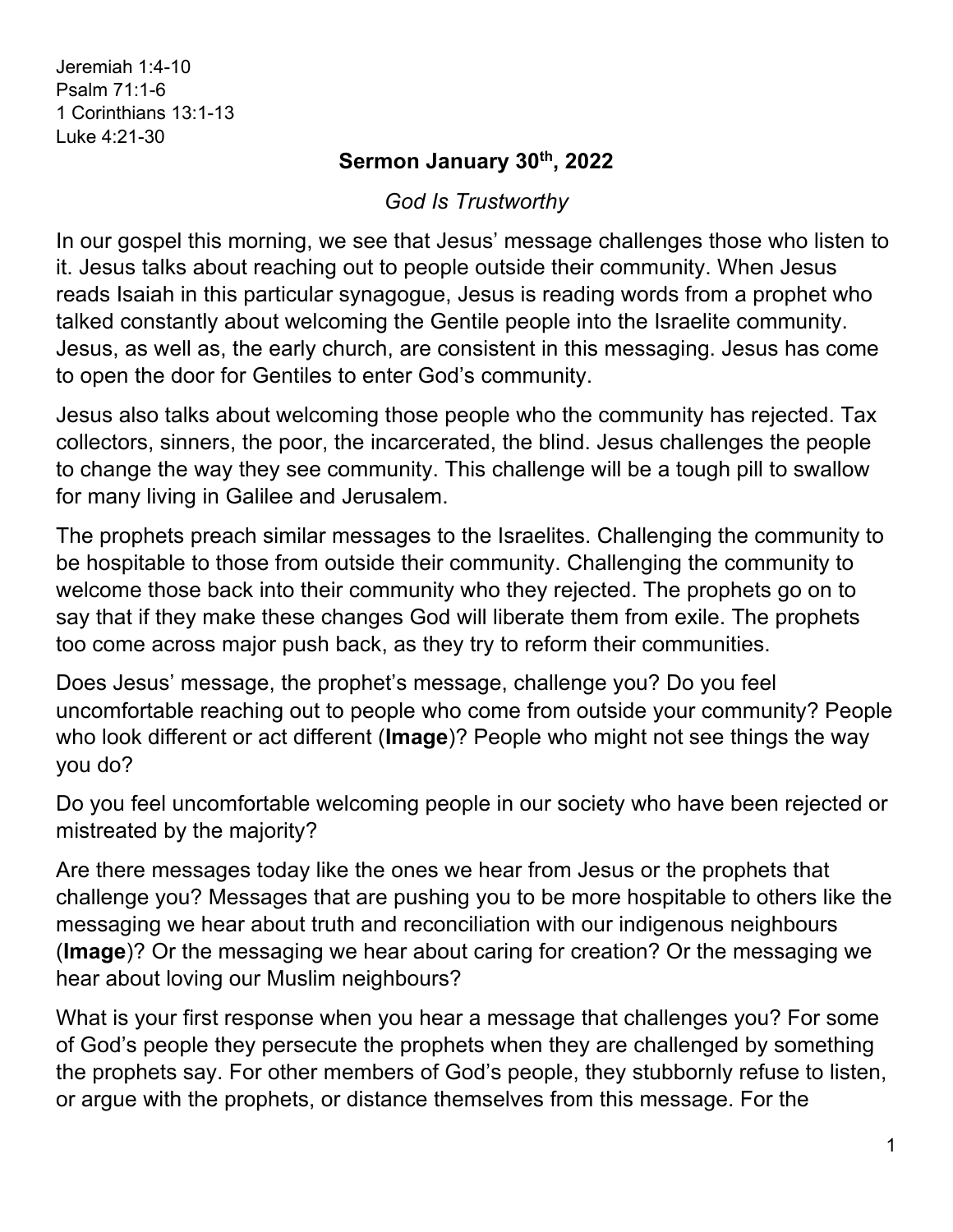Jeremiah 1:4-10
Psalm 71:1-6
1 Corinthians 13:1-13
Luke 4:21-30

**Sermon January 30th, 2022**

*God Is Trustworthy*

In our gospel this morning, we see that Jesus' message challenges those who listen to it. Jesus talks about reaching out to people outside their community. When Jesus reads Isaiah in this particular synagogue, Jesus is reading words from a prophet who talked constantly about welcoming the Gentile people into the Israelite community. Jesus, as well as, the early church, are consistent in this messaging. Jesus has come to open the door for Gentiles to enter God's community.

Jesus also talks about welcoming those people who the community has rejected. Tax collectors, sinners, the poor, the incarcerated, the blind. Jesus challenges the people to change the way they see community. This challenge will be a tough pill to swallow for many living in Galilee and Jerusalem.

The prophets preach similar messages to the Israelites. Challenging the community to be hospitable to those from outside their community. Challenging the community to welcome those back into their community who they rejected. The prophets go on to say that if they make these changes God will liberate them from exile. The prophets too come across major push back, as they try to reform their communities.

Does Jesus' message, the prophet's message, challenge you? Do you feel uncomfortable reaching out to people who come from outside your community? People who look different or act different (**Image**)? People who might not see things the way you do?

Do you feel uncomfortable welcoming people in our society who have been rejected or mistreated by the majority?

Are there messages today like the ones we hear from Jesus or the prophets that challenge you? Messages that are pushing you to be more hospitable to others like the messaging we hear about truth and reconciliation with our indigenous neighbours (**Image**)? Or the messaging we hear about caring for creation? Or the messaging we hear about loving our Muslim neighbours?

What is your first response when you hear a message that challenges you? For some of God's people they persecute the prophets when they are challenged by something the prophets say. For other members of God's people, they stubbornly refuse to listen, or argue with the prophets, or distance themselves from this message. For the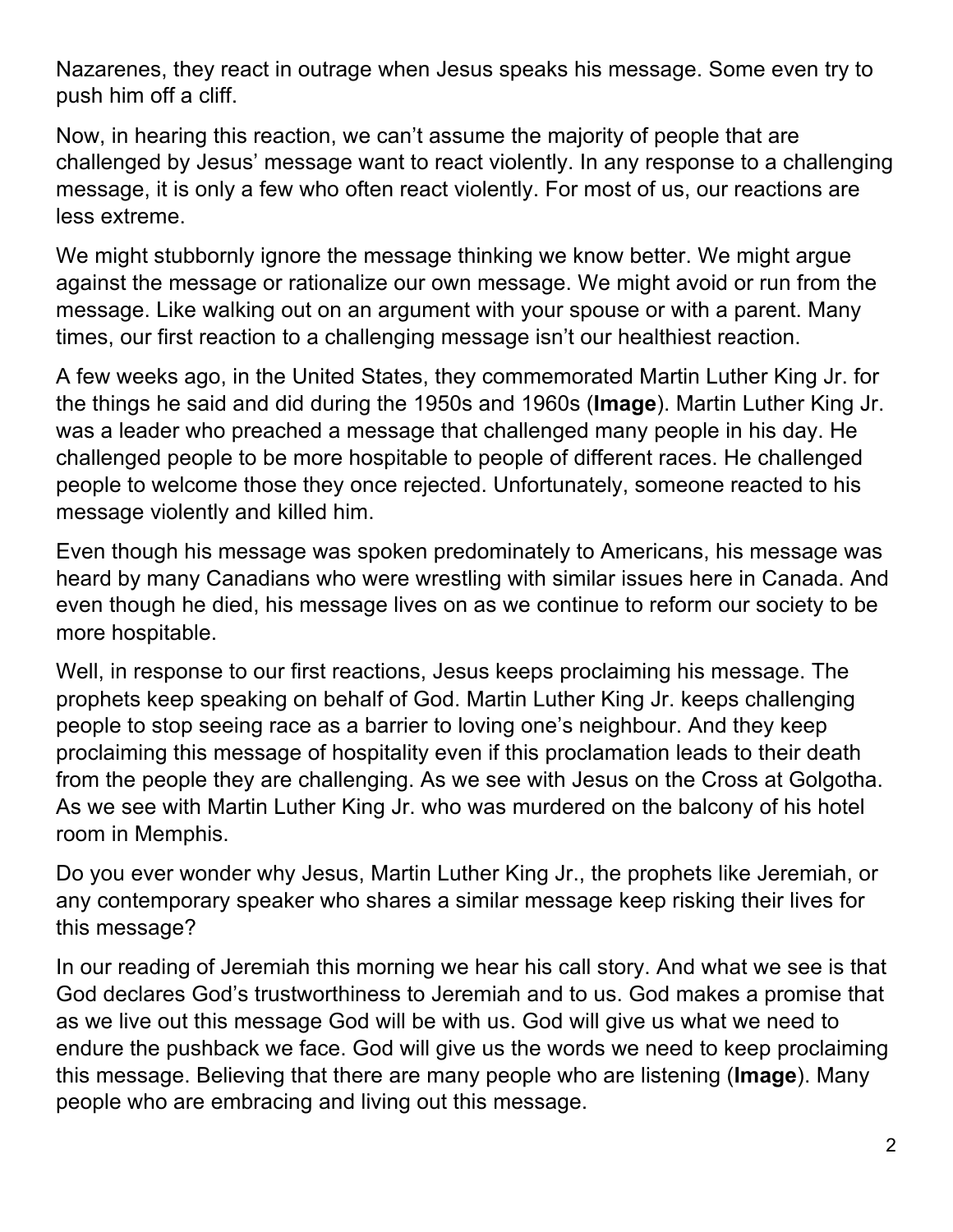Nazarenes, they react in outrage when Jesus speaks his message. Some even try to push him off a cliff.

Now, in hearing this reaction, we can't assume the majority of people that are challenged by Jesus' message want to react violently. In any response to a challenging message, it is only a few who often react violently. For most of us, our reactions are less extreme.

We might stubbornly ignore the message thinking we know better. We might argue against the message or rationalize our own message. We might avoid or run from the message. Like walking out on an argument with your spouse or with a parent. Many times, our first reaction to a challenging message isn't our healthiest reaction.

A few weeks ago, in the United States, they commemorated Martin Luther King Jr. for the things he said and did during the 1950s and 1960s (**Image**). Martin Luther King Jr. was a leader who preached a message that challenged many people in his day. He challenged people to be more hospitable to people of different races. He challenged people to welcome those they once rejected. Unfortunately, someone reacted to his message violently and killed him.

Even though his message was spoken predominately to Americans, his message was heard by many Canadians who were wrestling with similar issues here in Canada. And even though he died, his message lives on as we continue to reform our society to be more hospitable.

Well, in response to our first reactions, Jesus keeps proclaiming his message. The prophets keep speaking on behalf of God. Martin Luther King Jr. keeps challenging people to stop seeing race as a barrier to loving one's neighbour. And they keep proclaiming this message of hospitality even if this proclamation leads to their death from the people they are challenging. As we see with Jesus on the Cross at Golgotha. As we see with Martin Luther King Jr. who was murdered on the balcony of his hotel room in Memphis.

Do you ever wonder why Jesus, Martin Luther King Jr., the prophets like Jeremiah, or any contemporary speaker who shares a similar message keep risking their lives for this message?

In our reading of Jeremiah this morning we hear his call story. And what we see is that God declares God's trustworthiness to Jeremiah and to us. God makes a promise that as we live out this message God will be with us. God will give us what we need to endure the pushback we face. God will give us the words we need to keep proclaiming this message. Believing that there are many people who are listening (**Image**). Many people who are embracing and living out this message.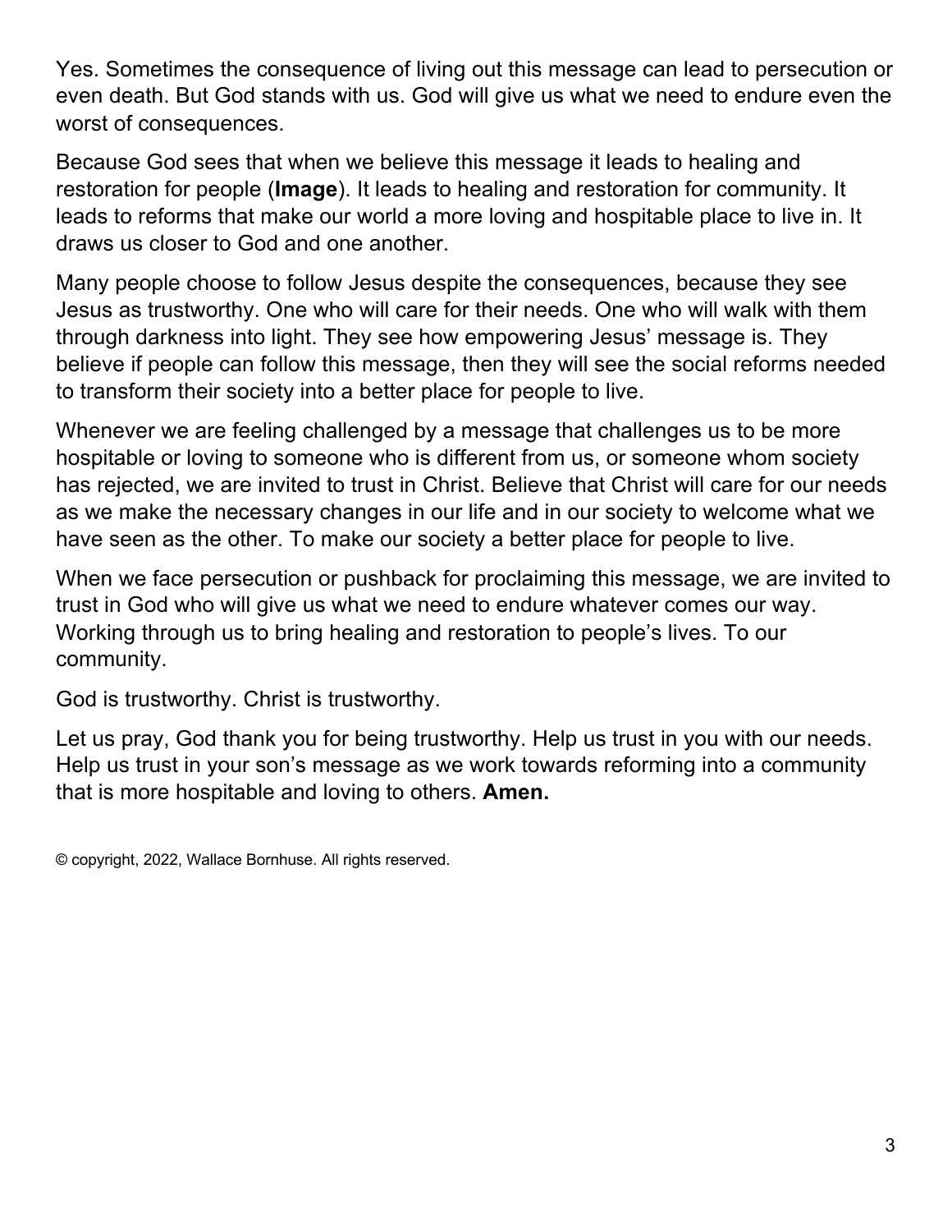Yes. Sometimes the consequence of living out this message can lead to persecution or even death. But God stands with us. God will give us what we need to endure even the worst of consequences.

Because God sees that when we believe this message it leads to healing and restoration for people (**Image**). It leads to healing and restoration for community. It leads to reforms that make our world a more loving and hospitable place to live in. It draws us closer to God and one another.

Many people choose to follow Jesus despite the consequences, because they see Jesus as trustworthy. One who will care for their needs. One who will walk with them through darkness into light. They see how empowering Jesus' message is. They believe if people can follow this message, then they will see the social reforms needed to transform their society into a better place for people to live.

Whenever we are feeling challenged by a message that challenges us to be more hospitable or loving to someone who is different from us, or someone whom society has rejected, we are invited to trust in Christ. Believe that Christ will care for our needs as we make the necessary changes in our life and in our society to welcome what we have seen as the other. To make our society a better place for people to live.

When we face persecution or pushback for proclaiming this message, we are invited to trust in God who will give us what we need to endure whatever comes our way. Working through us to bring healing and restoration to people's lives. To our community.

God is trustworthy. Christ is trustworthy.

Let us pray, God thank you for being trustworthy. Help us trust in you with our needs. Help us trust in your son's message as we work towards reforming into a community that is more hospitable and loving to others. **Amen.**

© copyright, 2022, Wallace Bornhuse. All rights reserved.